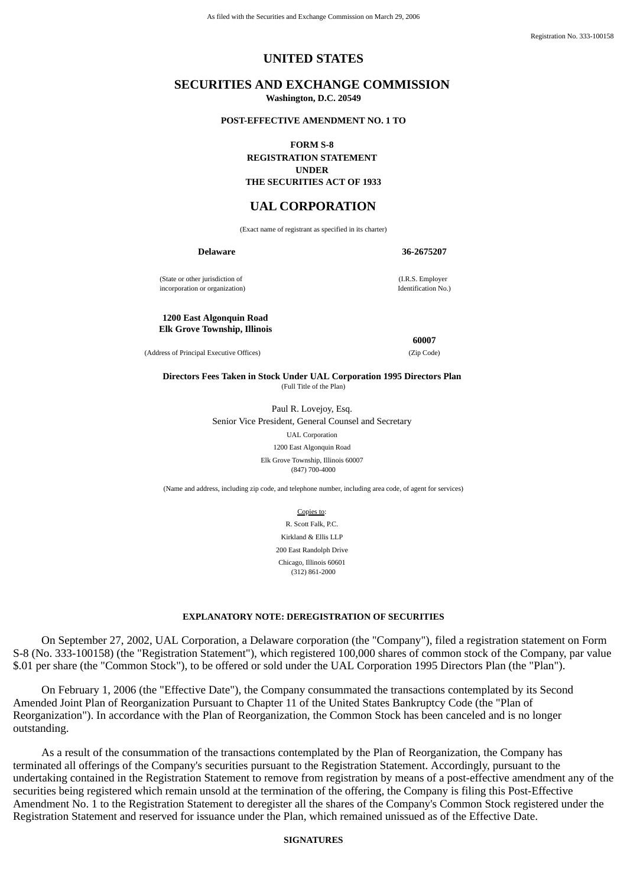As filed with the Securities and Exchange Commission on March 29, 2006

Registration No. 333-100158

# UNITED STATES

# SECURITIES AND EXCHANGE COMMISSION

**Washington, D.C. 20549**

**POST-EFFECTIVE AMENDMENT NO. 1 TO**

**FORM S-8**
**REGISTRATION STATEMENT**
**UNDER**
**THE SECURITIES ACT OF 1933**

# UAL CORPORATION

(Exact name of registrant as specified in its charter)

| **Delaware** | **36-2675207** |
|---|---|
| (State or other jurisdiction of incorporation or organization) | (I.R.S. Employer Identification No.) |
| **1200 East Algonquin Road Elk Grove Township, Illinois** | **60007** |
| (Address of Principal Executive Offices) | (Zip Code) |

**Directors Fees Taken in Stock Under UAL Corporation 1995 Directors Plan**
(Full Title of the Plan)

Paul R. Lovejoy, Esq.
Senior Vice President, General Counsel and Secretary
UAL Corporation
1200 East Algonquin Road
Elk Grove Township, Illinois 60007
(847) 700-4000

(Name and address, including zip code, and telephone number, including area code, of agent for services)

Copies to:
R. Scott Falk, P.C.
Kirkland & Ellis LLP
200 East Randolph Drive
Chicago, Illinois 60601
(312) 861-2000

**EXPLANATORY NOTE: DEREGISTRATION OF SECURITIES**

On September 27, 2002, UAL Corporation, a Delaware corporation (the "Company"), filed a registration statement on Form S-8 (No. 333-100158) (the "Registration Statement"), which registered 100,000 shares of common stock of the Company, par value $.01 per share (the "Common Stock"), to be offered or sold under the UAL Corporation 1995 Directors Plan (the "Plan").

On February 1, 2006 (the "Effective Date"), the Company consummated the transactions contemplated by its Second Amended Joint Plan of Reorganization Pursuant to Chapter 11 of the United States Bankruptcy Code (the "Plan of Reorganization"). In accordance with the Plan of Reorganization, the Common Stock has been canceled and is no longer outstanding.

As a result of the consummation of the transactions contemplated by the Plan of Reorganization, the Company has terminated all offerings of the Company's securities pursuant to the Registration Statement. Accordingly, pursuant to the undertaking contained in the Registration Statement to remove from registration by means of a post-effective amendment any of the securities being registered which remain unsold at the termination of the offering, the Company is filing this Post-Effective Amendment No. 1 to the Registration Statement to deregister all the shares of the Company's Common Stock registered under the Registration Statement and reserved for issuance under the Plan, which remained unissued as of the Effective Date.

**SIGNATURES**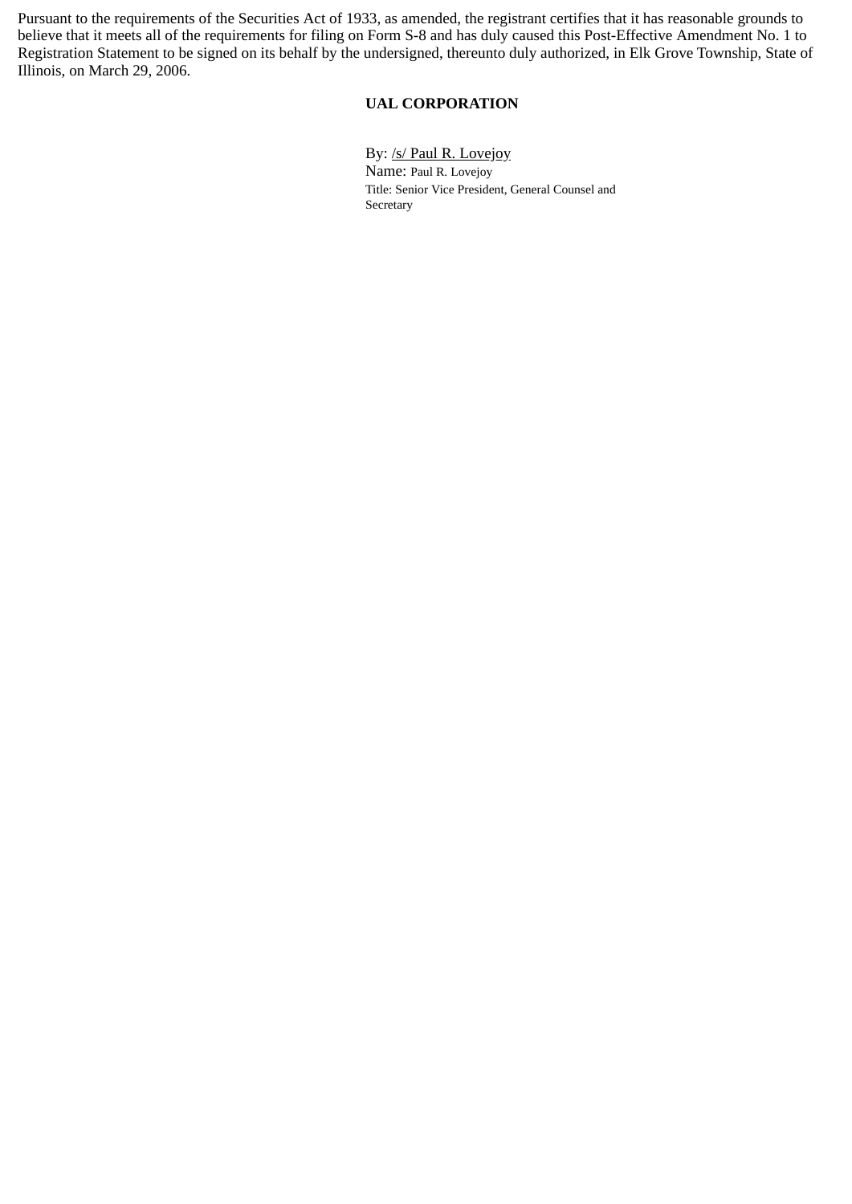Pursuant to the requirements of the Securities Act of 1933, as amended, the registrant certifies that it has reasonable grounds to believe that it meets all of the requirements for filing on Form S-8 and has duly caused this Post-Effective Amendment No. 1 to Registration Statement to be signed on its behalf by the undersigned, thereunto duly authorized, in Elk Grove Township, State of Illinois, on March 29, 2006.

**UAL CORPORATION**

By: /s/ Paul R. Lovejoy
Name: Paul R. Lovejoy
Title: Senior Vice President, General Counsel and Secretary